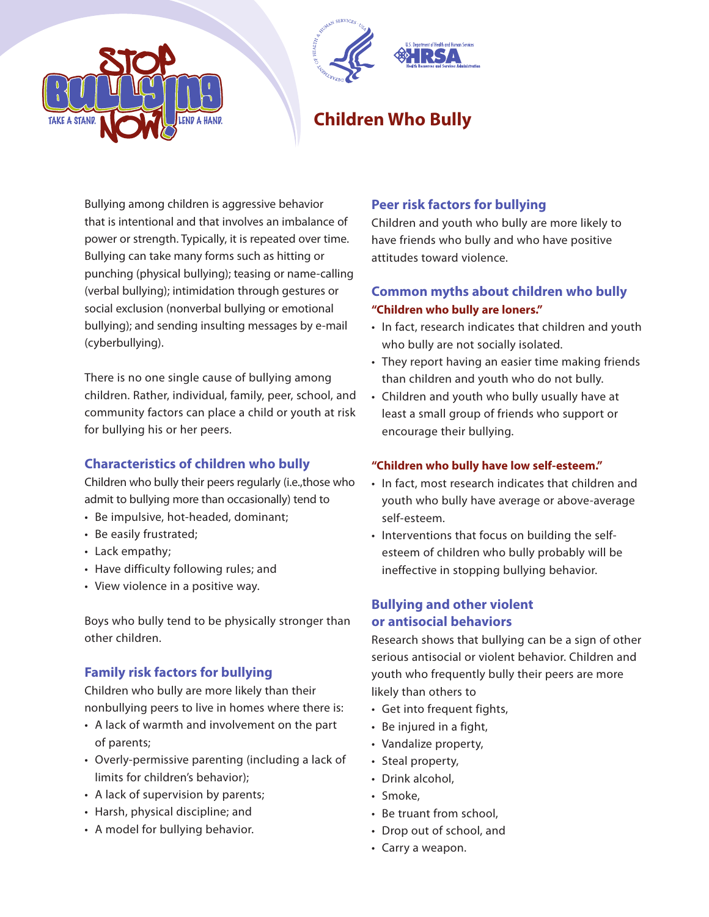# Children Who Bully

Bullying among children is aggressive behavior that is intentional and that involves an imbalance of power or strength. Typically, it is repeated over time. Bullying can take many forms such as hitting or punching (physical bullying); teasing or name-calling (verbal bullying); intimidation through gestures or social exclusion (nonverbal bullying or emotional bullying); and sending insulting messages by e-mail (cyberbullying).

There is no one single cause of bullying among children. Rather, individual, family, peer, school, and community factors can place a child or youth at risk for bullying his or her peers.

## Characteristics of children who bully

Children who bully their peers regularly (i.e.,those who admit to bullying more than occasionally) tend to

- Be impulsive, hot-headed, dominant;
- Be easily frustrated;
- Lack empathy;
- Have difficulty following rules; and
- View violence in a positive way.

Boys who bully tend to be physically stronger than other children.

## Family risk factors for bullying

Children who bully are more likely than their nonbullying peers to live in homes where there is:

- A lack of warmth and involvement on the part of parents;
- Overly-permissive parenting (including a lack of limits for children's behavior);
- A lack of supervision by parents;
- Harsh, physical discipline; and
- A model for bullying behavior.

## Peer risk factors for bullying

Children and youth who bully are more likely to have friends who bully and who have positive attitudes toward violence.

## Common myths about children who bully

### "Children who bully are loners."

- In fact, research indicates that children and youth who bully are not socially isolated.
- They report having an easier time making friends than children and youth who do not bully.
- Children and youth who bully usually have at least a small group of friends who support or encourage their bullying.

### "Children who bully have low self-esteem."

- In fact, most research indicates that children and youth who bully have average or above-average self-esteem.
- Interventions that focus on building the self-esteem of children who bully probably will be ineffective in stopping bullying behavior.

## Bullying and other violent or antisocial behaviors

Research shows that bullying can be a sign of other serious antisocial or violent behavior. Children and youth who frequently bully their peers are more likely than others to

- Get into frequent fights,
- Be injured in a fight,
- Vandalize property,
- Steal property,
- Drink alcohol,
- Smoke,
- Be truant from school,
- Drop out of school, and
- Carry a weapon.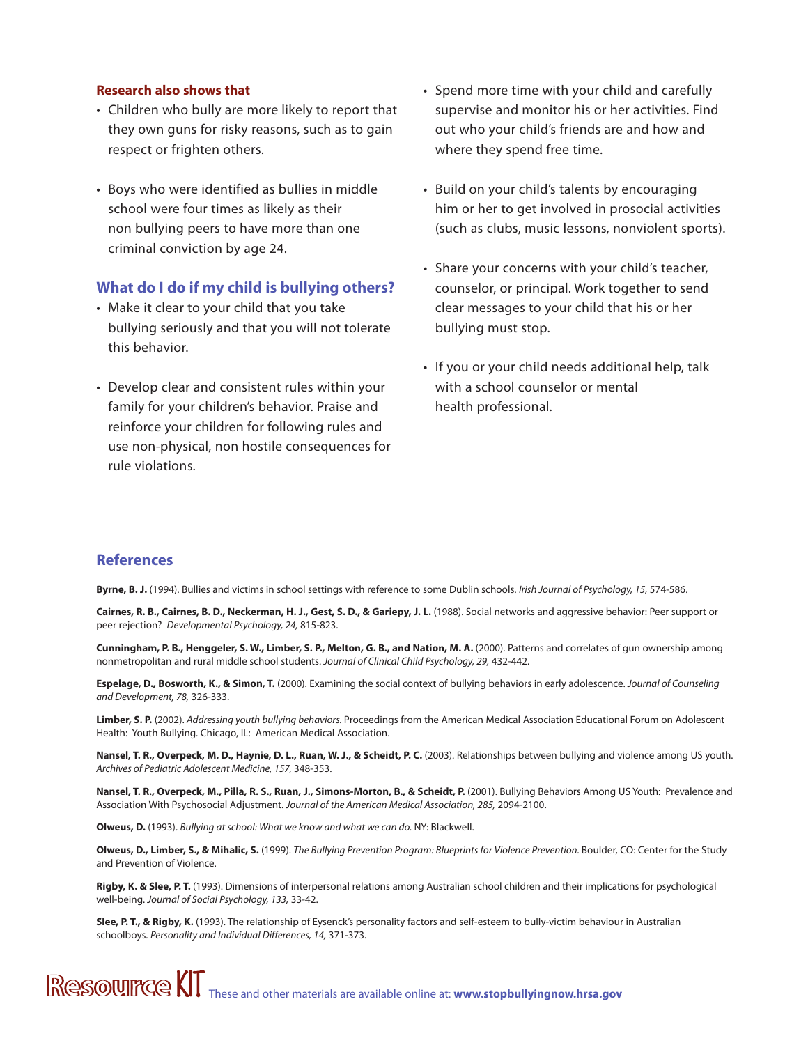### Research also shows that

- Children who bully are more likely to report that they own guns for risky reasons, such as to gain respect or frighten others.
- Boys who were identified as bullies in middle school were four times as likely as their non bullying peers to have more than one criminal conviction by age 24.

## What do I do if my child is bullying others?

- Make it clear to your child that you take bullying seriously and that you will not tolerate this behavior.
- Develop clear and consistent rules within your family for your children's behavior. Praise and reinforce your children for following rules and use non-physical, non hostile consequences for rule violations.
- Spend more time with your child and carefully supervise and monitor his or her activities. Find out who your child's friends are and how and where they spend free time.
- Build on your child's talents by encouraging him or her to get involved in prosocial activities (such as clubs, music lessons, nonviolent sports).
- Share your concerns with your child's teacher, counselor, or principal. Work together to send clear messages to your child that his or her bullying must stop.
- If you or your child needs additional help, talk with a school counselor or mental health professional.

## References

**Byrne, B. J.** (1994). Bullies and victims in school settings with reference to some Dublin schools. *Irish Journal of Psychology, 15,* 574-586.

**Cairnes, R. B., Cairnes, B. D., Neckerman, H. J., Gest, S. D., & Gariepy, J. L.** (1988). Social networks and aggressive behavior: Peer support or peer rejection? *Developmental Psychology, 24,* 815-823.

**Cunningham, P. B., Henggeler, S. W., Limber, S. P., Melton, G. B., and Nation, M. A.** (2000). Patterns and correlates of gun ownership among nonmetropolitan and rural middle school students. *Journal of Clinical Child Psychology, 29,* 432-442.

**Espelage, D., Bosworth, K., & Simon, T.** (2000). Examining the social context of bullying behaviors in early adolescence. *Journal of Counseling and Development, 78,* 326-333.

**Limber, S. P.** (2002). *Addressing youth bullying behaviors.* Proceedings from the American Medical Association Educational Forum on Adolescent Health: Youth Bullying. Chicago, IL: American Medical Association.

**Nansel, T. R., Overpeck, M. D., Haynie, D. L., Ruan, W. J., & Scheidt, P. C.** (2003). Relationships between bullying and violence among US youth. *Archives of Pediatric Adolescent Medicine, 157,* 348-353.

**Nansel, T. R., Overpeck, M., Pilla, R. S., Ruan, J., Simons-Morton, B., & Scheidt, P.** (2001). Bullying Behaviors Among US Youth: Prevalence and Association With Psychosocial Adjustment. *Journal of the American Medical Association, 285,* 2094-2100.

**Olweus, D.** (1993). *Bullying at school: What we know and what we can do.* NY: Blackwell.

**Olweus, D., Limber, S., & Mihalic, S.** (1999). *The Bullying Prevention Program: Blueprints for Violence Prevention.* Boulder, CO: Center for the Study and Prevention of Violence.

**Rigby, K. & Slee, P. T.** (1993). Dimensions of interpersonal relations among Australian school children and their implications for psychological well-being. *Journal of Social Psychology, 133,* 33-42.

**Slee, P. T., & Rigby, K.** (1993). The relationship of Eysenck's personality factors and self-esteem to bully-victim behaviour in Australian schoolboys. *Personality and Individual Differences, 14,* 371-373.

Resource KIT These and other materials are available online at: **www.stopbullyingnow.hrsa.gov**